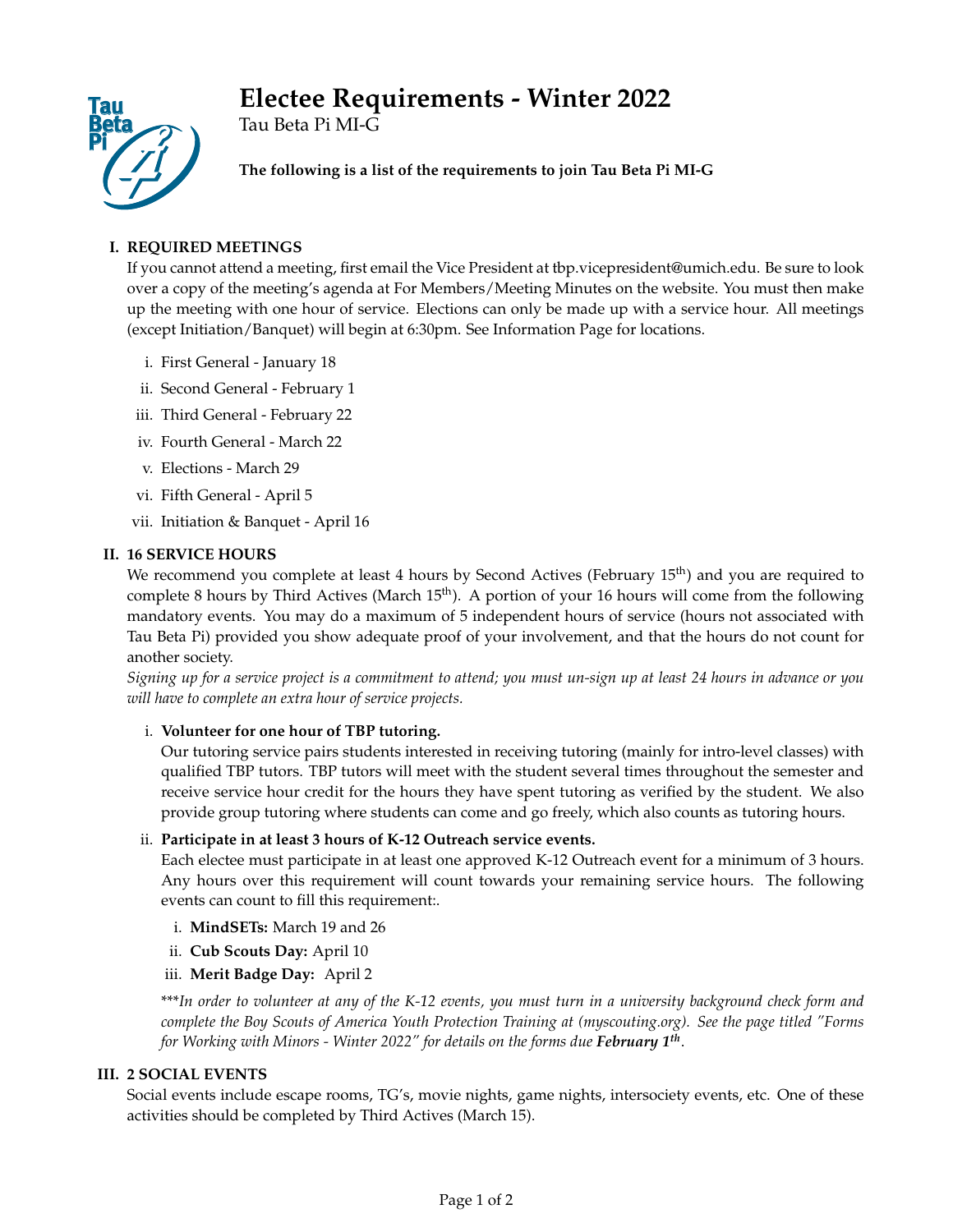# Electee Requirements - Winter 2022

Tau Beta Pi MI-G

**The following is a list of the requirements to join Tau Beta Pi MI-G**

## I. REQUIRED MEETINGS

If you cannot attend a meeting, first email the Vice President at tbp.vicepresident@umich.edu. Be sure to look over a copy of the meeting's agenda at For Members/Meeting Minutes on the website. You must then make up the meeting with one hour of service. Elections can only be made up with a service hour. All meetings (except Initiation/Banquet) will begin at 6:30pm. See Information Page for locations.

i. First General - January 18
ii. Second General - February 1
iii. Third General - February 22
iv. Fourth General - March 22
v. Elections - March 29
vi. Fifth General - April 5
vii. Initiation & Banquet - April 16

## II. 16 SERVICE HOURS

We recommend you complete at least 4 hours by Second Actives (February 15th) and you are required to complete 8 hours by Third Actives (March 15th). A portion of your 16 hours will come from the following mandatory events. You may do a maximum of 5 independent hours of service (hours not associated with Tau Beta Pi) provided you show adequate proof of your involvement, and that the hours do not count for another society.

*Signing up for a service project is a commitment to attend; you must un-sign up at least 24 hours in advance or you will have to complete an extra hour of service projects.*

i. **Volunteer for one hour of TBP tutoring.**
Our tutoring service pairs students interested in receiving tutoring (mainly for intro-level classes) with qualified TBP tutors. TBP tutors will meet with the student several times throughout the semester and receive service hour credit for the hours they have spent tutoring as verified by the student. We also provide group tutoring where students can come and go freely, which also counts as tutoring hours.

ii. **Participate in at least 3 hours of K-12 Outreach service events.**
Each electee must participate in at least one approved K-12 Outreach event for a minimum of 3 hours. Any hours over this requirement will count towards your remaining service hours. The following events can count to fill this requirement:.

   i. **MindSETs:** March 19 and 26
   ii. **Cub Scouts Day:** April 10
   iii. **Merit Badge Day:** April 2

*\*\*\*In order to volunteer at any of the K-12 events, you must turn in a university background check form and complete the Boy Scouts of America Youth Protection Training at (myscouting.org). See the page titled "Forms for Working with Minors - Winter 2022" for details on the forms due **February 1th**.*

## III. 2 SOCIAL EVENTS

Social events include escape rooms, TG's, movie nights, game nights, intersociety events, etc. One of these activities should be completed by Third Actives (March 15).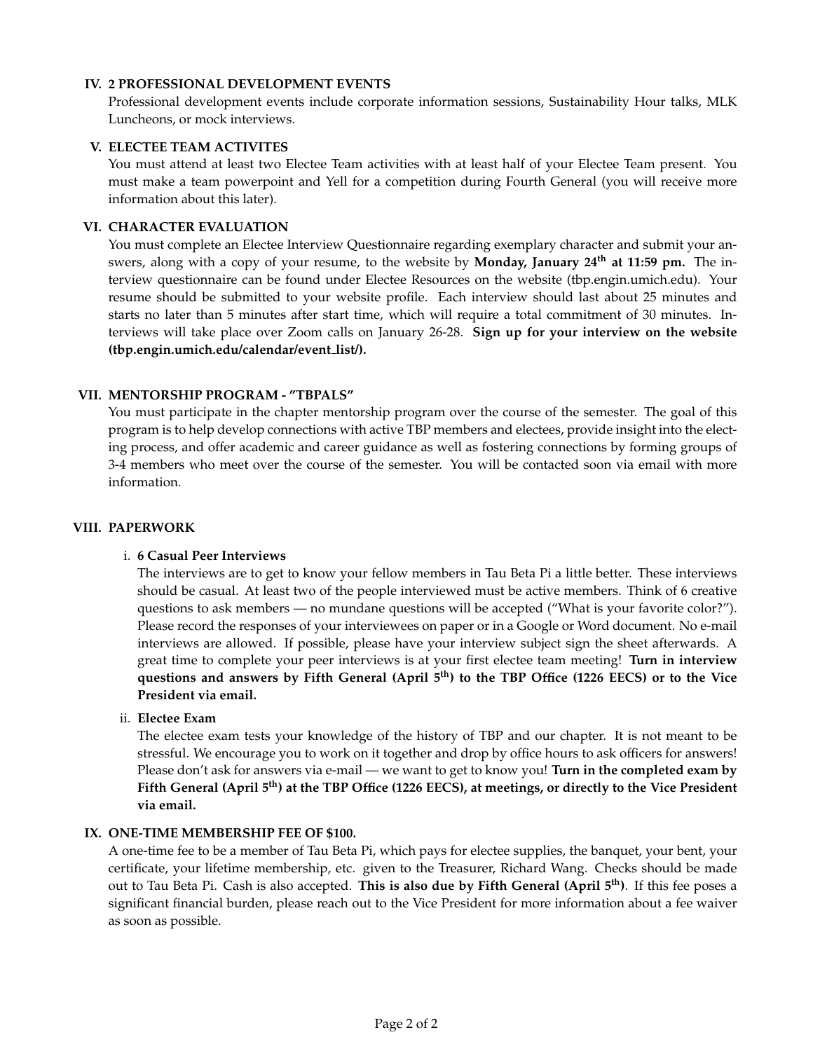**IV. 2 PROFESSIONAL DEVELOPMENT EVENTS**

Professional development events include corporate information sessions, Sustainability Hour talks, MLK Luncheons, or mock interviews.

**V. ELECTEE TEAM ACTIVITES**

You must attend at least two Electee Team activities with at least half of your Electee Team present. You must make a team powerpoint and Yell for a competition during Fourth General (you will receive more information about this later).

**VI. CHARACTER EVALUATION**

You must complete an Electee Interview Questionnaire regarding exemplary character and submit your answers, along with a copy of your resume, to the website by **Monday, January 24th at 11:59 pm.** The interview questionnaire can be found under Electee Resources on the website (tbp.engin.umich.edu). Your resume should be submitted to your website profile. Each interview should last about 25 minutes and starts no later than 5 minutes after start time, which will require a total commitment of 30 minutes. Interviews will take place over Zoom calls on January 26-28. **Sign up for your interview on the website (tbp.engin.umich.edu/calendar/event_list/).**

**VII. MENTORSHIP PROGRAM - "TBPALS"**

You must participate in the chapter mentorship program over the course of the semester. The goal of this program is to help develop connections with active TBP members and electees, provide insight into the electing process, and offer academic and career guidance as well as fostering connections by forming groups of 3-4 members who meet over the course of the semester. You will be contacted soon via email with more information.

**VIII. PAPERWORK**

i. **6 Casual Peer Interviews**

The interviews are to get to know your fellow members in Tau Beta Pi a little better. These interviews should be casual. At least two of the people interviewed must be active members. Think of 6 creative questions to ask members — no mundane questions will be accepted ("What is your favorite color?"). Please record the responses of your interviewees on paper or in a Google or Word document. No e-mail interviews are allowed. If possible, please have your interview subject sign the sheet afterwards. A great time to complete your peer interviews is at your first electee team meeting! **Turn in interview questions and answers by Fifth General (April 5th) to the TBP Office (1226 EECS) or to the Vice President via email.**

ii. **Electee Exam**

The electee exam tests your knowledge of the history of TBP and our chapter. It is not meant to be stressful. We encourage you to work on it together and drop by office hours to ask officers for answers! Please don't ask for answers via e-mail — we want to get to know you! **Turn in the completed exam by Fifth General (April 5th) at the TBP Office (1226 EECS), at meetings, or directly to the Vice President via email.**

**IX. ONE-TIME MEMBERSHIP FEE OF $100.**

A one-time fee to be a member of Tau Beta Pi, which pays for electee supplies, the banquet, your bent, your certificate, your lifetime membership, etc. given to the Treasurer, Richard Wang. Checks should be made out to Tau Beta Pi. Cash is also accepted. **This is also due by Fifth General (April 5th)**. If this fee poses a significant financial burden, please reach out to the Vice President for more information about a fee waiver as soon as possible.